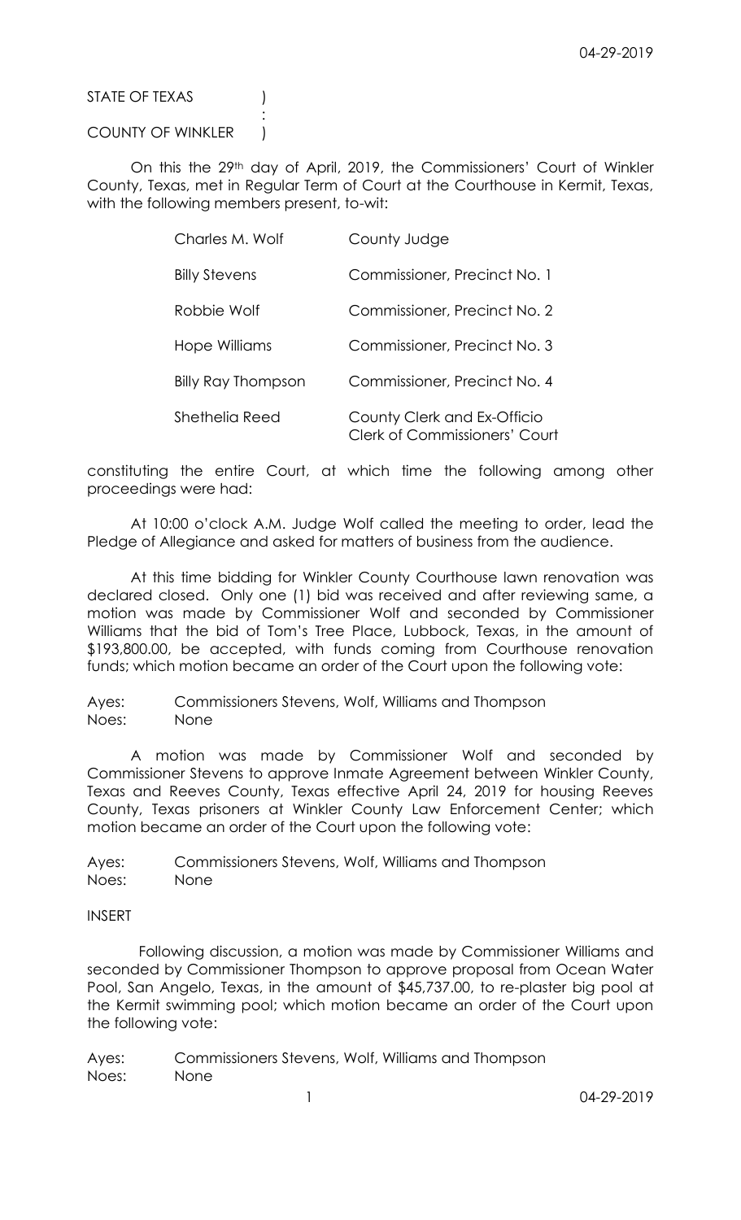STATE OF TEXAS )
:
COUNTY OF WINKLER )

On this the 29th day of April, 2019, the Commissioners' Court of Winkler County, Texas, met in Regular Term of Court at the Courthouse in Kermit, Texas, with the following members present, to-wit:

| | |
|---|---|
| Charles M. Wolf | County Judge |
| Billy Stevens | Commissioner, Precinct No. 1 |
| Robbie Wolf | Commissioner, Precinct No. 2 |
| Hope Williams | Commissioner, Precinct No. 3 |
| Billy Ray Thompson | Commissioner, Precinct No. 4 |
| Shethelia Reed | County Clerk and Ex-Officio Clerk of Commissioners' Court |

constituting the entire Court, at which time the following among other proceedings were had:

At 10:00 o'clock A.M. Judge Wolf called the meeting to order, lead the Pledge of Allegiance and asked for matters of business from the audience.

At this time bidding for Winkler County Courthouse lawn renovation was declared closed. Only one (1) bid was received and after reviewing same, a motion was made by Commissioner Wolf and seconded by Commissioner Williams that the bid of Tom's Tree Place, Lubbock, Texas, in the amount of $193,800.00, be accepted, with funds coming from Courthouse renovation funds; which motion became an order of the Court upon the following vote:

Ayes: Commissioners Stevens, Wolf, Williams and Thompson
Noes: None

A motion was made by Commissioner Wolf and seconded by Commissioner Stevens to approve Inmate Agreement between Winkler County, Texas and Reeves County, Texas effective April 24, 2019 for housing Reeves County, Texas prisoners at Winkler County Law Enforcement Center; which motion became an order of the Court upon the following vote:

Ayes: Commissioners Stevens, Wolf, Williams and Thompson
Noes: None

INSERT

Following discussion, a motion was made by Commissioner Williams and seconded by Commissioner Thompson to approve proposal from Ocean Water Pool, San Angelo, Texas, in the amount of $45,737.00, to re-plaster big pool at the Kermit swimming pool; which motion became an order of the Court upon the following vote:

Ayes: Commissioners Stevens, Wolf, Williams and Thompson
Noes: None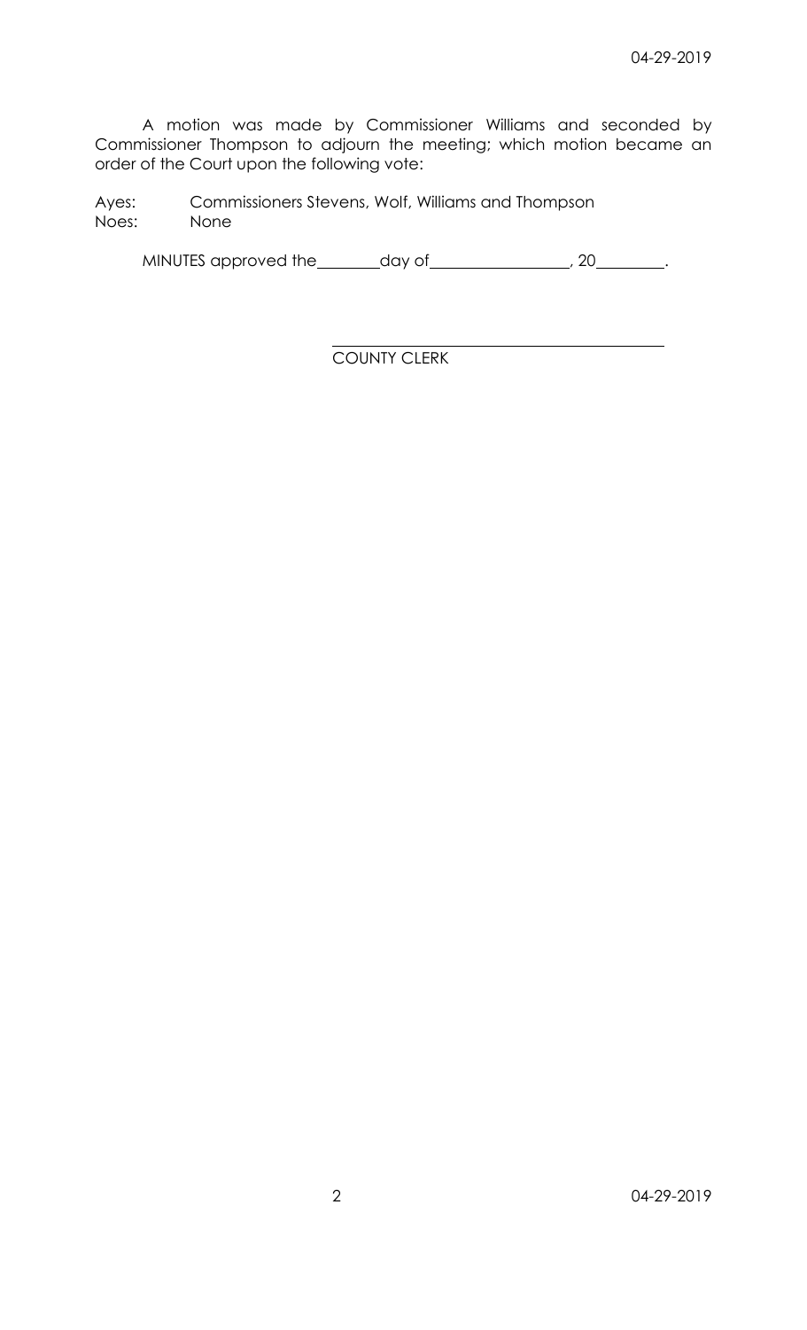A motion was made by Commissioner Williams and seconded by Commissioner Thompson to adjourn the meeting; which motion became an order of the Court upon the following vote:

Ayes: Commissioners Stevens, Wolf, Williams and Thompson
Noes: None

MINUTES approved the\_\_\_\_\_\_\_\_day of\_\_\_\_\_\_\_\_\_\_\_\_\_\_\_\_\_\_, 20\_\_\_\_\_\_\_\_\_.

\_\_\_\_\_\_\_\_\_\_\_\_\_\_\_\_\_\_\_\_\_\_\_\_\_\_\_\_\_\_\_\_\_\_\_\_\_\_\_\_

COUNTY CLERK